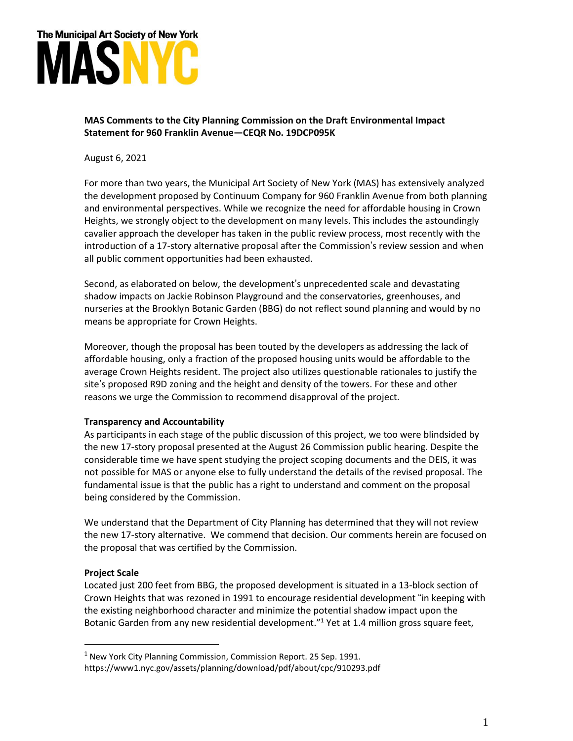The Municipal Art Society of New York

MASNYC

**MAS Comments to the City Planning Commission on the Draft Environmental Impact Statement for 960 Franklin Avenue—CEQR No. 19DCP095K**

August 6, 2021

For more than two years, the Municipal Art Society of New York (MAS) has extensively analyzed the development proposed by Continuum Company for 960 Franklin Avenue from both planning and environmental perspectives. While we recognize the need for affordable housing in Crown Heights, we strongly object to the development on many levels. This includes the astoundingly cavalier approach the developer has taken in the public review process, most recently with the introduction of a 17-story alternative proposal after the Commission's review session and when all public comment opportunities had been exhausted.

Second, as elaborated on below, the development's unprecedented scale and devastating shadow impacts on Jackie Robinson Playground and the conservatories, greenhouses, and nurseries at the Brooklyn Botanic Garden (BBG) do not reflect sound planning and would by no means be appropriate for Crown Heights.

Moreover, though the proposal has been touted by the developers as addressing the lack of affordable housing, only a fraction of the proposed housing units would be affordable to the average Crown Heights resident. The project also utilizes questionable rationales to justify the site's proposed R9D zoning and the height and density of the towers. For these and other reasons we urge the Commission to recommend disapproval of the project.

**Transparency and Accountability**

As participants in each stage of the public discussion of this project, we too were blindsided by the new 17-story proposal presented at the August 26 Commission public hearing. Despite the considerable time we have spent studying the project scoping documents and the DEIS, it was not possible for MAS or anyone else to fully understand the details of the revised proposal. The fundamental issue is that the public has a right to understand and comment on the proposal being considered by the Commission.

We understand that the Department of City Planning has determined that they will not review the new 17-story alternative. We commend that decision. Our comments herein are focused on the proposal that was certified by the Commission.

**Project Scale**

Located just 200 feet from BBG, the proposed development is situated in a 13-block section of Crown Heights that was rezoned in 1991 to encourage residential development "in keeping with the existing neighborhood character and minimize the potential shadow impact upon the Botanic Garden from any new residential development."[1] Yet at 1.4 million gross square feet,

[1] New York City Planning Commission, Commission Report. 25 Sep. 1991. https://www1.nyc.gov/assets/planning/download/pdf/about/cpc/910293.pdf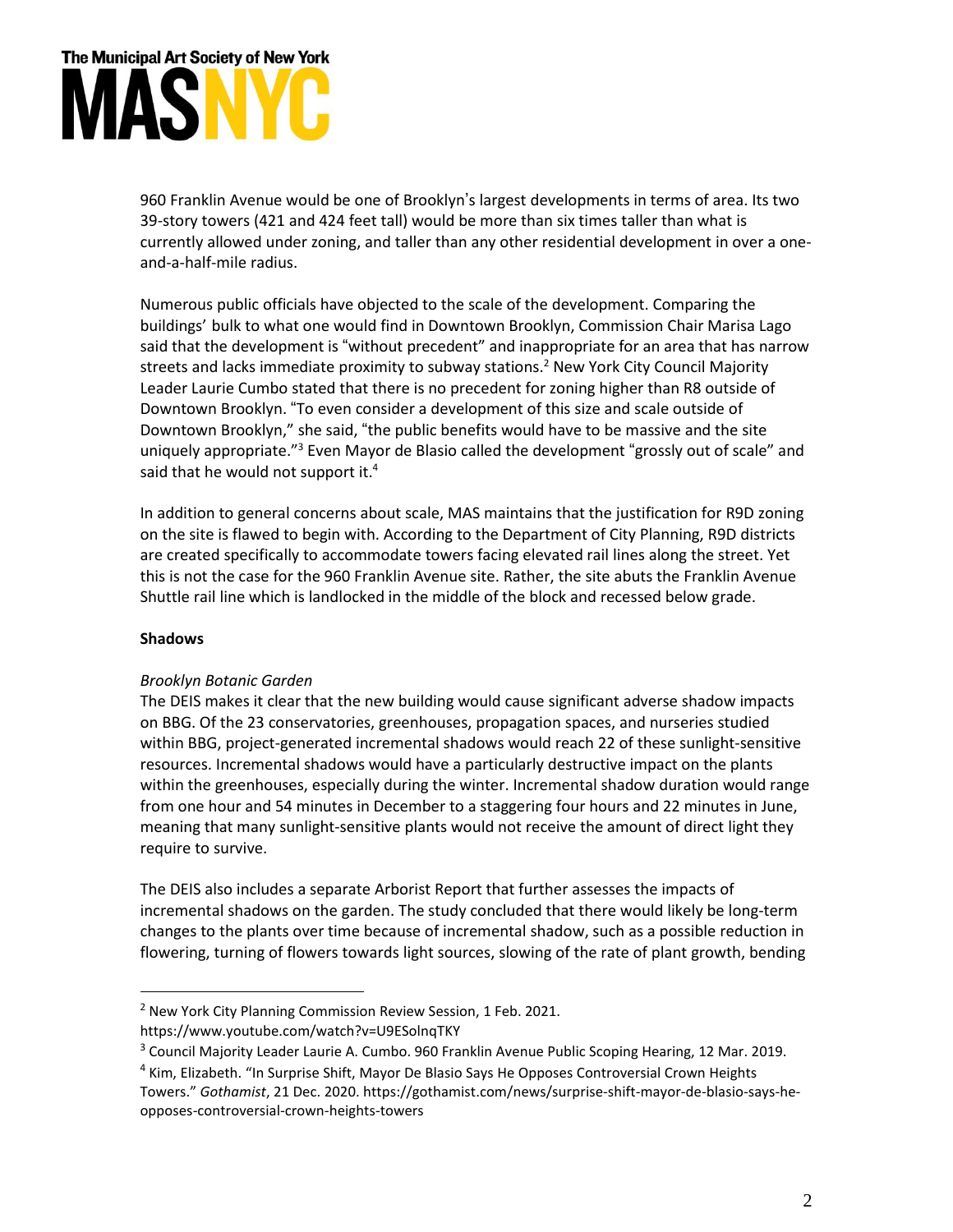960 Franklin Avenue would be one of Brooklyn's largest developments in terms of area. Its two 39-story towers (421 and 424 feet tall) would be more than six times taller than what is currently allowed under zoning, and taller than any other residential development in over a one-and-a-half-mile radius.

Numerous public officials have objected to the scale of the development. Comparing the buildings' bulk to what one would find in Downtown Brooklyn, Commission Chair Marisa Lago said that the development is "without precedent" and inappropriate for an area that has narrow streets and lacks immediate proximity to subway stations.[2] New York City Council Majority Leader Laurie Cumbo stated that there is no precedent for zoning higher than R8 outside of Downtown Brooklyn. "To even consider a development of this size and scale outside of Downtown Brooklyn," she said, "the public benefits would have to be massive and the site uniquely appropriate."[3] Even Mayor de Blasio called the development "grossly out of scale" and said that he would not support it.[4]

In addition to general concerns about scale, MAS maintains that the justification for R9D zoning on the site is flawed to begin with. According to the Department of City Planning, R9D districts are created specifically to accommodate towers facing elevated rail lines along the street. Yet this is not the case for the 960 Franklin Avenue site. Rather, the site abuts the Franklin Avenue Shuttle rail line which is landlocked in the middle of the block and recessed below grade.

**Shadows**

*Brooklyn Botanic Garden*

The DEIS makes it clear that the new building would cause significant adverse shadow impacts on BBG. Of the 23 conservatories, greenhouses, propagation spaces, and nurseries studied within BBG, project-generated incremental shadows would reach 22 of these sunlight-sensitive resources. Incremental shadows would have a particularly destructive impact on the plants within the greenhouses, especially during the winter. Incremental shadow duration would range from one hour and 54 minutes in December to a staggering four hours and 22 minutes in June, meaning that many sunlight-sensitive plants would not receive the amount of direct light they require to survive.

The DEIS also includes a separate Arborist Report that further assesses the impacts of incremental shadows on the garden. The study concluded that there would likely be long-term changes to the plants over time because of incremental shadow, such as a possible reduction in flowering, turning of flowers towards light sources, slowing of the rate of plant growth, bending

---

[2] New York City Planning Commission Review Session, 1 Feb. 2021. https://www.youtube.com/watch?v=U9ESolnqTKY

[3] Council Majority Leader Laurie A. Cumbo. 960 Franklin Avenue Public Scoping Hearing, 12 Mar. 2019.

[4] Kim, Elizabeth. "In Surprise Shift, Mayor De Blasio Says He Opposes Controversial Crown Heights Towers." *Gothamist*, 21 Dec. 2020. https://gothamist.com/news/surprise-shift-mayor-de-blasio-says-he-opposes-controversial-crown-heights-towers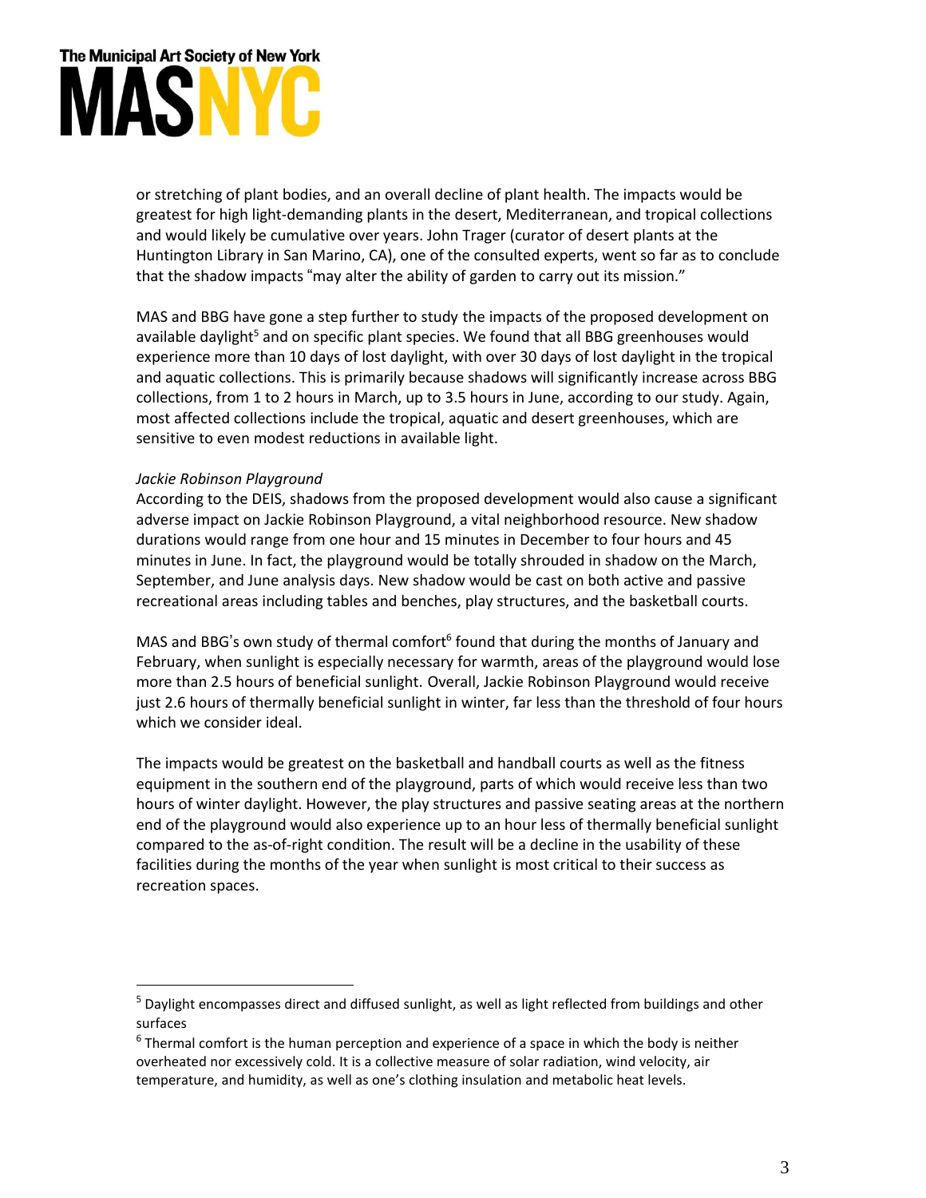or stretching of plant bodies, and an overall decline of plant health. The impacts would be greatest for high light-demanding plants in the desert, Mediterranean, and tropical collections and would likely be cumulative over years. John Trager (curator of desert plants at the Huntington Library in San Marino, CA), one of the consulted experts, went so far as to conclude that the shadow impacts "may alter the ability of garden to carry out its mission."

MAS and BBG have gone a step further to study the impacts of the proposed development on available daylight[5] and on specific plant species. We found that all BBG greenhouses would experience more than 10 days of lost daylight, with over 30 days of lost daylight in the tropical and aquatic collections. This is primarily because shadows will significantly increase across BBG collections, from 1 to 2 hours in March, up to 3.5 hours in June, according to our study. Again, most affected collections include the tropical, aquatic and desert greenhouses, which are sensitive to even modest reductions in available light.

*Jackie Robinson Playground*

According to the DEIS, shadows from the proposed development would also cause a significant adverse impact on Jackie Robinson Playground, a vital neighborhood resource. New shadow durations would range from one hour and 15 minutes in December to four hours and 45 minutes in June. In fact, the playground would be totally shrouded in shadow on the March, September, and June analysis days. New shadow would be cast on both active and passive recreational areas including tables and benches, play structures, and the basketball courts.

MAS and BBG's own study of thermal comfort[6] found that during the months of January and February, when sunlight is especially necessary for warmth, areas of the playground would lose more than 2.5 hours of beneficial sunlight. Overall, Jackie Robinson Playground would receive just 2.6 hours of thermally beneficial sunlight in winter, far less than the threshold of four hours which we consider ideal.

The impacts would be greatest on the basketball and handball courts as well as the fitness equipment in the southern end of the playground, parts of which would receive less than two hours of winter daylight. However, the play structures and passive seating areas at the northern end of the playground would also experience up to an hour less of thermally beneficial sunlight compared to the as-of-right condition. The result will be a decline in the usability of these facilities during the months of the year when sunlight is most critical to their success as recreation spaces.

---

[5] Daylight encompasses direct and diffused sunlight, as well as light reflected from buildings and other surfaces

[6] Thermal comfort is the human perception and experience of a space in which the body is neither overheated nor excessively cold. It is a collective measure of solar radiation, wind velocity, air temperature, and humidity, as well as one's clothing insulation and metabolic heat levels.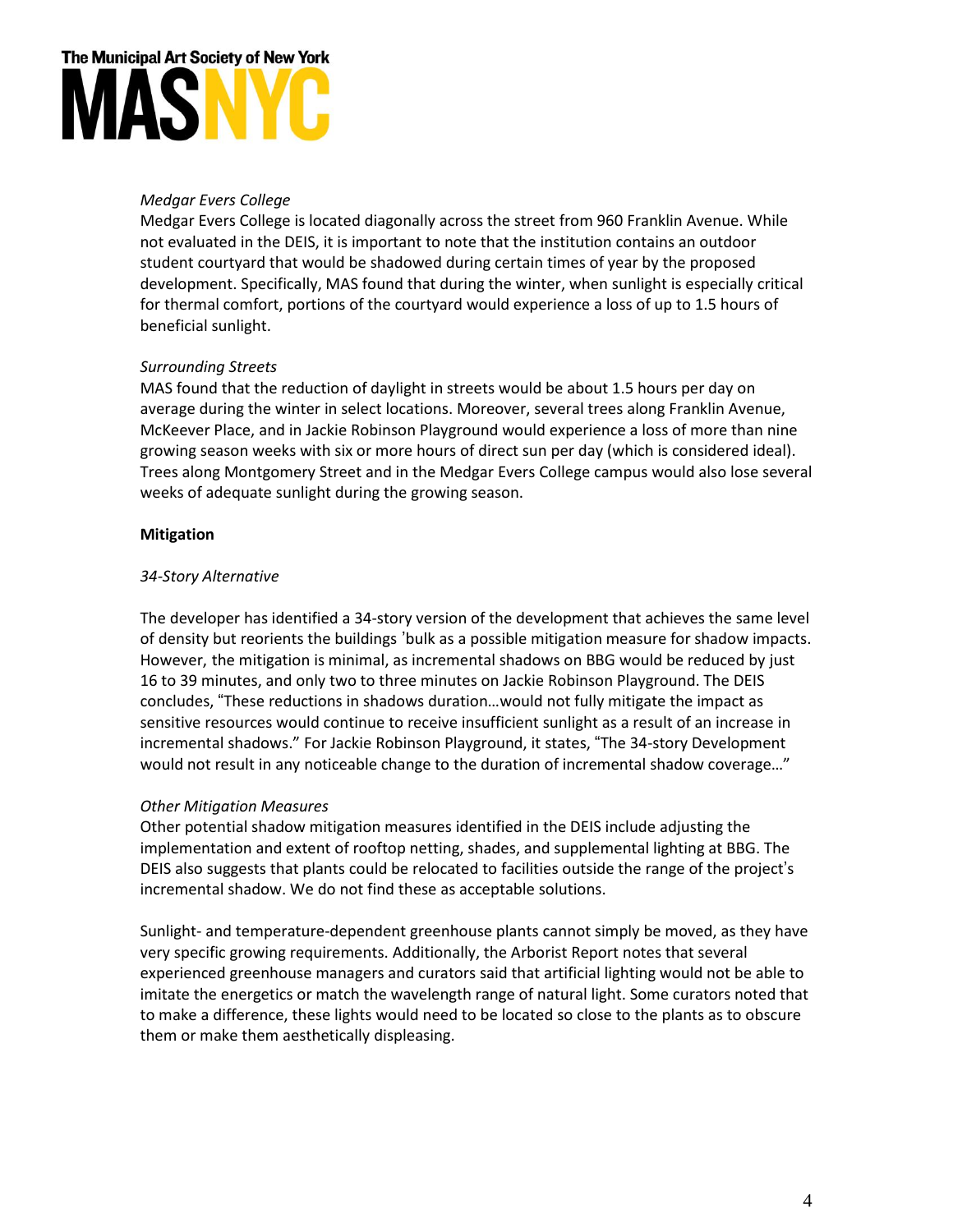*Medgar Evers College*

Medgar Evers College is located diagonally across the street from 960 Franklin Avenue. While not evaluated in the DEIS, it is important to note that the institution contains an outdoor student courtyard that would be shadowed during certain times of year by the proposed development. Specifically, MAS found that during the winter, when sunlight is especially critical for thermal comfort, portions of the courtyard would experience a loss of up to 1.5 hours of beneficial sunlight.

*Surrounding Streets*

MAS found that the reduction of daylight in streets would be about 1.5 hours per day on average during the winter in select locations. Moreover, several trees along Franklin Avenue, McKeever Place, and in Jackie Robinson Playground would experience a loss of more than nine growing season weeks with six or more hours of direct sun per day (which is considered ideal). Trees along Montgomery Street and in the Medgar Evers College campus would also lose several weeks of adequate sunlight during the growing season.

**Mitigation**

*34-Story Alternative*

The developer has identified a 34-story version of the development that achieves the same level of density but reorients the buildings 'bulk as a possible mitigation measure for shadow impacts. However, the mitigation is minimal, as incremental shadows on BBG would be reduced by just 16 to 39 minutes, and only two to three minutes on Jackie Robinson Playground. The DEIS concludes, "These reductions in shadows duration…would not fully mitigate the impact as sensitive resources would continue to receive insufficient sunlight as a result of an increase in incremental shadows." For Jackie Robinson Playground, it states, "The 34-story Development would not result in any noticeable change to the duration of incremental shadow coverage…"

*Other Mitigation Measures*

Other potential shadow mitigation measures identified in the DEIS include adjusting the implementation and extent of rooftop netting, shades, and supplemental lighting at BBG. The DEIS also suggests that plants could be relocated to facilities outside the range of the project's incremental shadow. We do not find these as acceptable solutions.

Sunlight- and temperature-dependent greenhouse plants cannot simply be moved, as they have very specific growing requirements. Additionally, the Arborist Report notes that several experienced greenhouse managers and curators said that artificial lighting would not be able to imitate the energetics or match the wavelength range of natural light. Some curators noted that to make a difference, these lights would need to be located so close to the plants as to obscure them or make them aesthetically displeasing.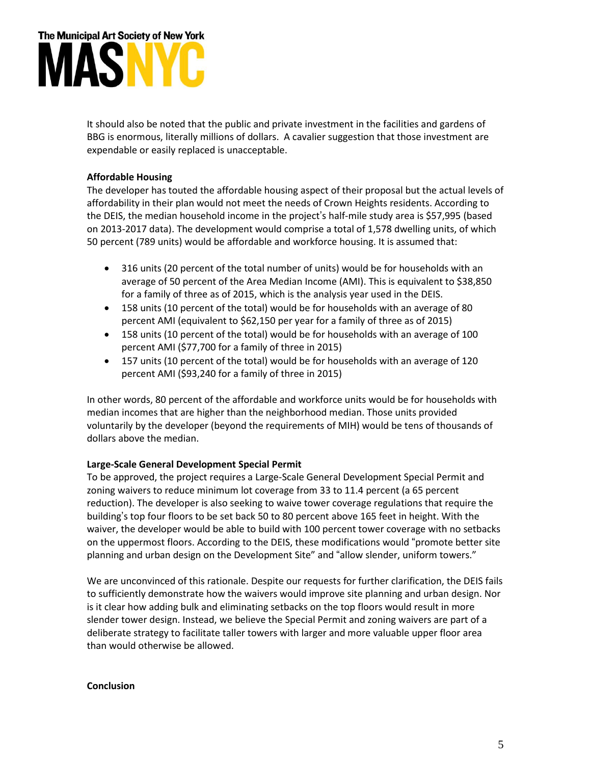It should also be noted that the public and private investment in the facilities and gardens of BBG is enormous, literally millions of dollars. A cavalier suggestion that those investment are expendable or easily replaced is unacceptable.

**Affordable Housing**

The developer has touted the affordable housing aspect of their proposal but the actual levels of affordability in their plan would not meet the needs of Crown Heights residents. According to the DEIS, the median household income in the project's half-mile study area is $57,995 (based on 2013-2017 data). The development would comprise a total of 1,578 dwelling units, of which 50 percent (789 units) would be affordable and workforce housing. It is assumed that:

- 316 units (20 percent of the total number of units) would be for households with an average of 50 percent of the Area Median Income (AMI). This is equivalent to $38,850 for a family of three as of 2015, which is the analysis year used in the DEIS.
- 158 units (10 percent of the total) would be for households with an average of 80 percent AMI (equivalent to $62,150 per year for a family of three as of 2015)
- 158 units (10 percent of the total) would be for households with an average of 100 percent AMI ($77,700 for a family of three in 2015)
- 157 units (10 percent of the total) would be for households with an average of 120 percent AMI ($93,240 for a family of three in 2015)

In other words, 80 percent of the affordable and workforce units would be for households with median incomes that are higher than the neighborhood median. Those units provided voluntarily by the developer (beyond the requirements of MIH) would be tens of thousands of dollars above the median.

**Large-Scale General Development Special Permit**

To be approved, the project requires a Large-Scale General Development Special Permit and zoning waivers to reduce minimum lot coverage from 33 to 11.4 percent (a 65 percent reduction). The developer is also seeking to waive tower coverage regulations that require the building's top four floors to be set back 50 to 80 percent above 165 feet in height. With the waiver, the developer would be able to build with 100 percent tower coverage with no setbacks on the uppermost floors. According to the DEIS, these modifications would "promote better site planning and urban design on the Development Site" and "allow slender, uniform towers."

We are unconvinced of this rationale. Despite our requests for further clarification, the DEIS fails to sufficiently demonstrate how the waivers would improve site planning and urban design. Nor is it clear how adding bulk and eliminating setbacks on the top floors would result in more slender tower design. Instead, we believe the Special Permit and zoning waivers are part of a deliberate strategy to facilitate taller towers with larger and more valuable upper floor area than would otherwise be allowed.

**Conclusion**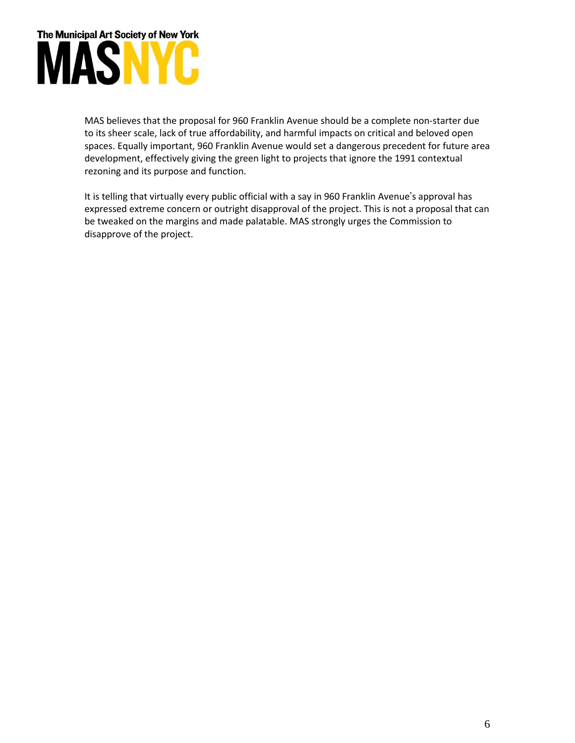The Municipal Art Society of New York

MASNYC

MAS believes that the proposal for 960 Franklin Avenue should be a complete non-starter due to its sheer scale, lack of true affordability, and harmful impacts on critical and beloved open spaces. Equally important, 960 Franklin Avenue would set a dangerous precedent for future area development, effectively giving the green light to projects that ignore the 1991 contextual rezoning and its purpose and function.

It is telling that virtually every public official with a say in 960 Franklin Avenue's approval has expressed extreme concern or outright disapproval of the project. This is not a proposal that can be tweaked on the margins and made palatable. MAS strongly urges the Commission to disapprove of the project.